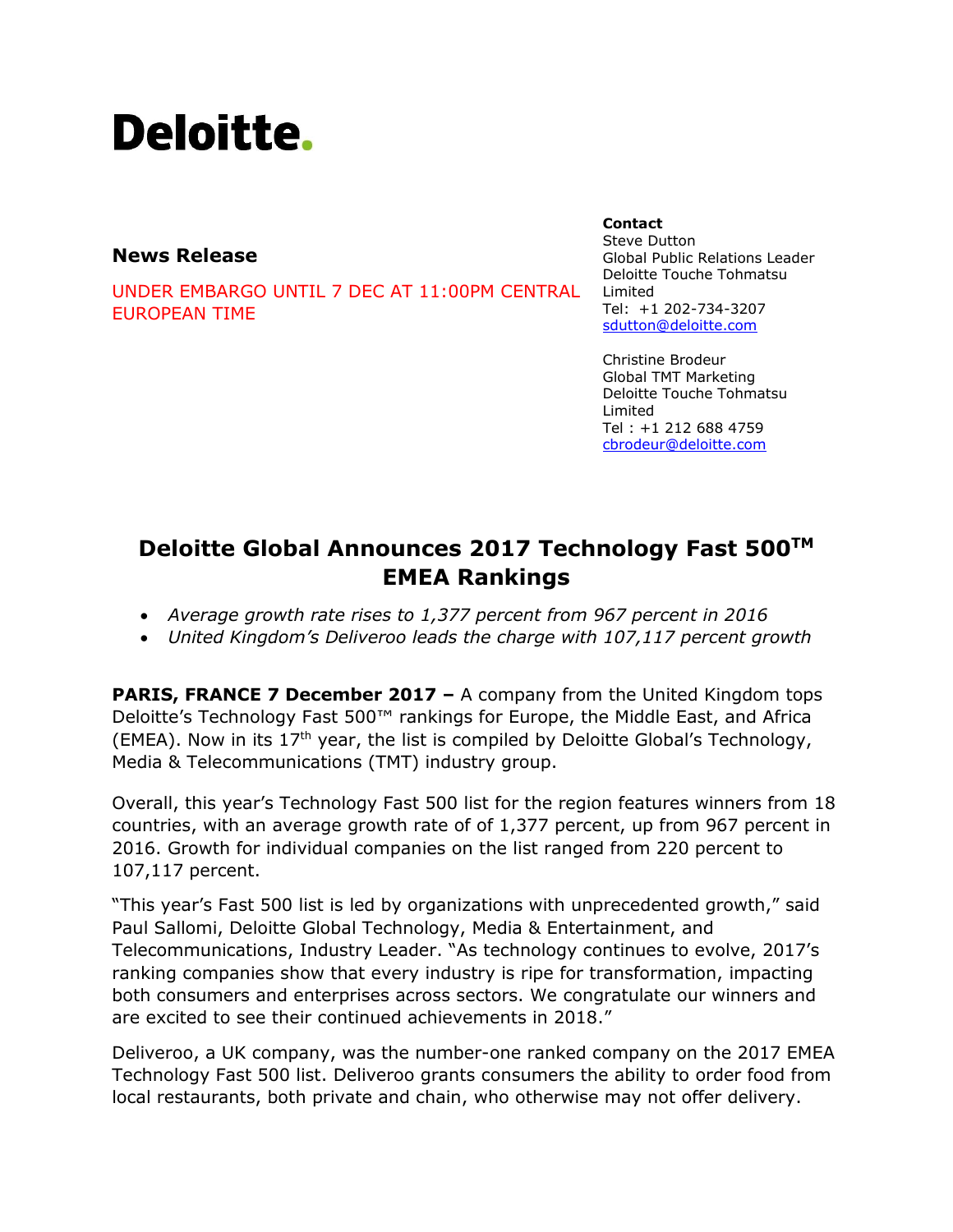# Deloitte.

**News Release**

UNDER EMBARGO UNTIL 7 DEC AT 11:00PM CENTRAL EUROPEAN TIME

**Contact**
Steve Dutton
Global Public Relations Leader
Deloitte Touche Tohmatsu Limited
Tel: +1 202-734-3207
sdutton@deloitte.com

Christine Brodeur
Global TMT Marketing
Deloitte Touche Tohmatsu Limited
Tel : +1 212 688 4759
cbrodeur@deloitte.com

## Deloitte Global Announces 2017 Technology Fast 500™ EMEA Rankings

- *Average growth rate rises to 1,377 percent from 967 percent in 2016*
- *United Kingdom's Deliveroo leads the charge with 107,117 percent growth*

**PARIS, FRANCE 7 December 2017 –** A company from the United Kingdom tops Deloitte's Technology Fast 500™ rankings for Europe, the Middle East, and Africa (EMEA). Now in its 17th year, the list is compiled by Deloitte Global's Technology, Media & Telecommunications (TMT) industry group.

Overall, this year's Technology Fast 500 list for the region features winners from 18 countries, with an average growth rate of of 1,377 percent, up from 967 percent in 2016. Growth for individual companies on the list ranged from 220 percent to 107,117 percent.

"This year's Fast 500 list is led by organizations with unprecedented growth," said Paul Sallomi, Deloitte Global Technology, Media & Entertainment, and Telecommunications, Industry Leader. "As technology continues to evolve, 2017's ranking companies show that every industry is ripe for transformation, impacting both consumers and enterprises across sectors. We congratulate our winners and are excited to see their continued achievements in 2018."

Deliveroo, a UK company, was the number-one ranked company on the 2017 EMEA Technology Fast 500 list. Deliveroo grants consumers the ability to order food from local restaurants, both private and chain, who otherwise may not offer delivery.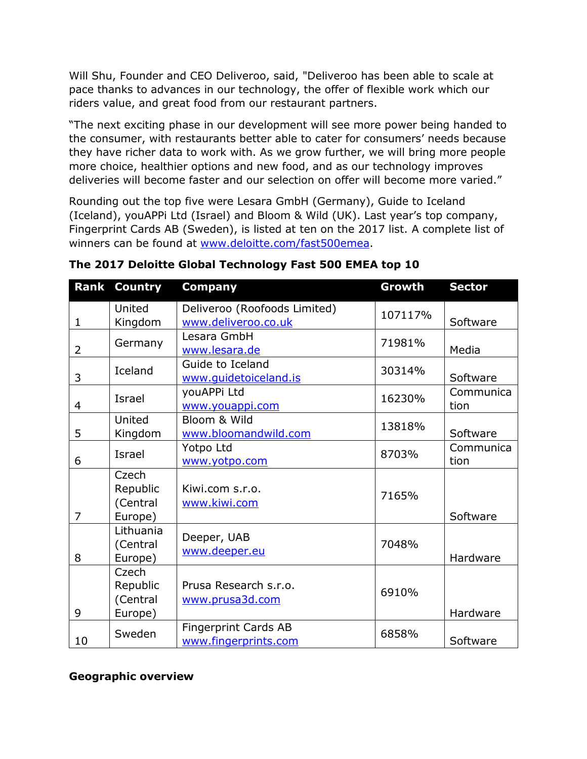Will Shu, Founder and CEO Deliveroo, said, "Deliveroo has been able to scale at pace thanks to advances in our technology, the offer of flexible work which our riders value, and great food from our restaurant partners.

"The next exciting phase in our development will see more power being handed to the consumer, with restaurants better able to cater for consumers' needs because they have richer data to work with. As we grow further, we will bring more people more choice, healthier options and new food, and as our technology improves deliveries will become faster and our selection on offer will become more varied."

Rounding out the top five were Lesara GmbH (Germany), Guide to Iceland (Iceland), youAPPi Ltd (Israel) and Bloom & Wild (UK). Last year's top company, Fingerprint Cards AB (Sweden), is listed at ten on the 2017 list. A complete list of winners can be found at www.deloitte.com/fast500emea.

**The 2017 Deloitte Global Technology Fast 500 EMEA top 10**

| Rank | Country | Company | Growth | Sector |
|---|---|---|---|---|
| 1 | United Kingdom | Deliveroo (Roofoods Limited) www.deliveroo.co.uk | 107117% | Software |
| 2 | Germany | Lesara GmbH www.lesara.de | 71981% | Media |
| 3 | Iceland | Guide to Iceland www.guidetoiceland.is | 30314% | Software |
| 4 | Israel | youAPPi Ltd www.youappi.com | 16230% | Communication |
| 5 | United Kingdom | Bloom & Wild www.bloomandwild.com | 13818% | Software |
| 6 | Israel | Yotpo Ltd www.yotpo.com | 8703% | Communication |
| 7 | Czech Republic (Central Europe) | Kiwi.com s.r.o. www.kiwi.com | 7165% | Software |
| 8 | Lithuania (Central Europe) | Deeper, UAB www.deeper.eu | 7048% | Hardware |
| 9 | Czech Republic (Central Europe) | Prusa Research s.r.o. www.prusa3d.com | 6910% | Hardware |
| 10 | Sweden | Fingerprint Cards AB www.fingerprints.com | 6858% | Software |

**Geographic overview**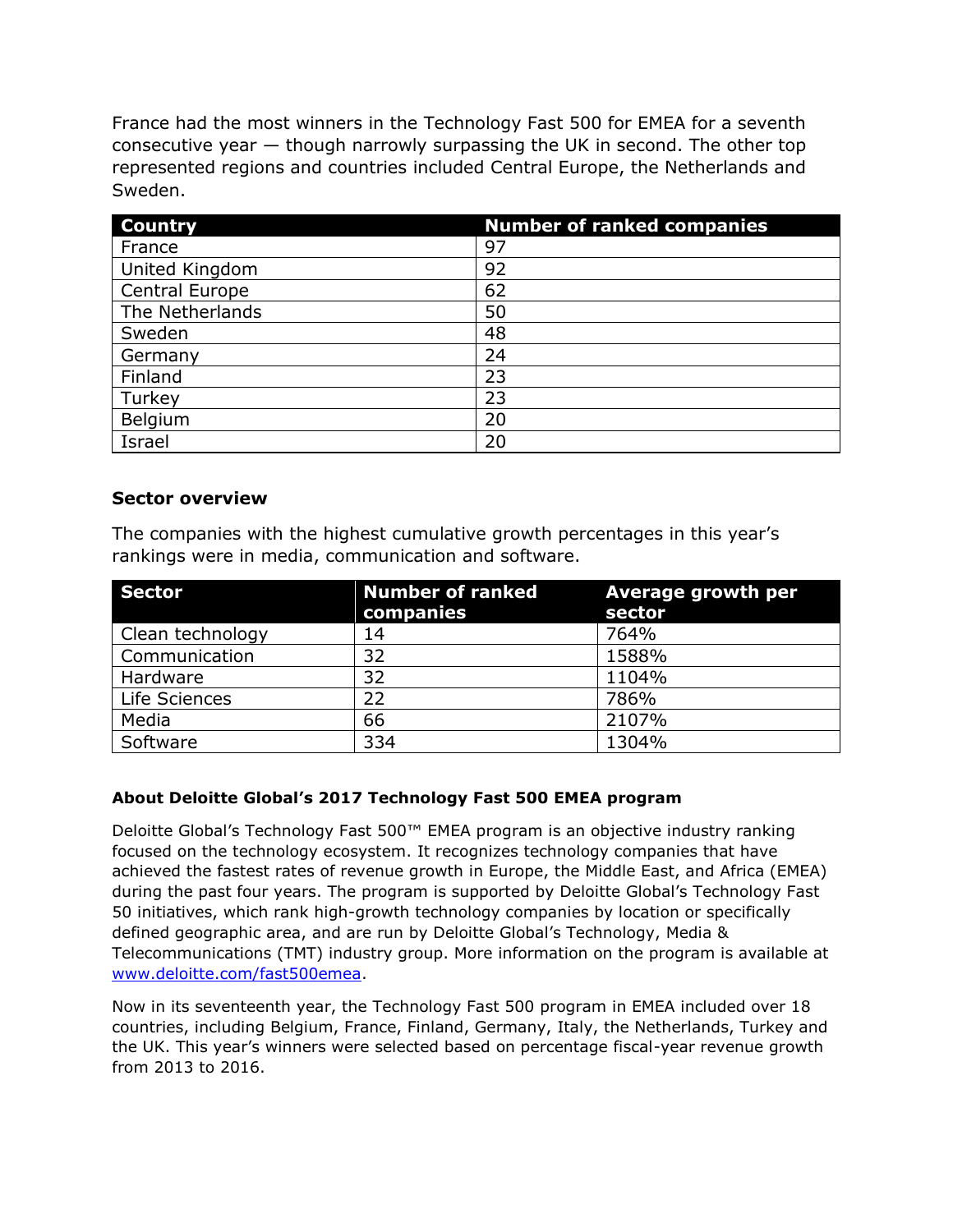France had the most winners in the Technology Fast 500 for EMEA for a seventh consecutive year — though narrowly surpassing the UK in second. The other top represented regions and countries included Central Europe, the Netherlands and Sweden.

| Country | Number of ranked companies |
| --- | --- |
| France | 97 |
| United Kingdom | 92 |
| Central Europe | 62 |
| The Netherlands | 50 |
| Sweden | 48 |
| Germany | 24 |
| Finland | 23 |
| Turkey | 23 |
| Belgium | 20 |
| Israel | 20 |

### Sector overview

The companies with the highest cumulative growth percentages in this year's rankings were in media, communication and software.

| Sector | Number of ranked companies | Average growth per sector |
| --- | --- | --- |
| Clean technology | 14 | 764% |
| Communication | 32 | 1588% |
| Hardware | 32 | 1104% |
| Life Sciences | 22 | 786% |
| Media | 66 | 2107% |
| Software | 334 | 1304% |

#### About Deloitte Global's 2017 Technology Fast 500 EMEA program

Deloitte Global's Technology Fast 500™ EMEA program is an objective industry ranking focused on the technology ecosystem. It recognizes technology companies that have achieved the fastest rates of revenue growth in Europe, the Middle East, and Africa (EMEA) during the past four years. The program is supported by Deloitte Global's Technology Fast 50 initiatives, which rank high-growth technology companies by location or specifically defined geographic area, and are run by Deloitte Global's Technology, Media & Telecommunications (TMT) industry group. More information on the program is available at [www.deloitte.com/fast500emea](http://www.deloitte.com/fast500emea).

Now in its seventeenth year, the Technology Fast 500 program in EMEA included over 18 countries, including Belgium, France, Finland, Germany, Italy, the Netherlands, Turkey and the UK. This year's winners were selected based on percentage fiscal-year revenue growth from 2013 to 2016.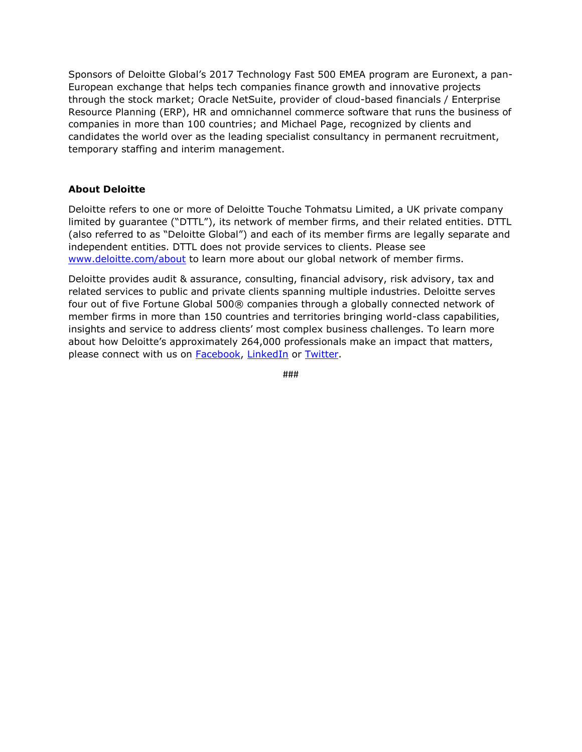Sponsors of Deloitte Global's 2017 Technology Fast 500 EMEA program are Euronext, a pan-European exchange that helps tech companies finance growth and innovative projects through the stock market; Oracle NetSuite, provider of cloud-based financials / Enterprise Resource Planning (ERP), HR and omnichannel commerce software that runs the business of companies in more than 100 countries; and Michael Page, recognized by clients and candidates the world over as the leading specialist consultancy in permanent recruitment, temporary staffing and interim management.

**About Deloitte**

Deloitte refers to one or more of Deloitte Touche Tohmatsu Limited, a UK private company limited by guarantee ("DTTL"), its network of member firms, and their related entities. DTTL (also referred to as "Deloitte Global") and each of its member firms are legally separate and independent entities. DTTL does not provide services to clients. Please see [www.deloitte.com/about](www.deloitte.com/about) to learn more about our global network of member firms.

Deloitte provides audit & assurance, consulting, financial advisory, risk advisory, tax and related services to public and private clients spanning multiple industries. Deloitte serves four out of five Fortune Global 500® companies through a globally connected network of member firms in more than 150 countries and territories bringing world-class capabilities, insights and service to address clients' most complex business challenges. To learn more about how Deloitte's approximately 264,000 professionals make an impact that matters, please connect with us on Facebook, LinkedIn or Twitter.

###